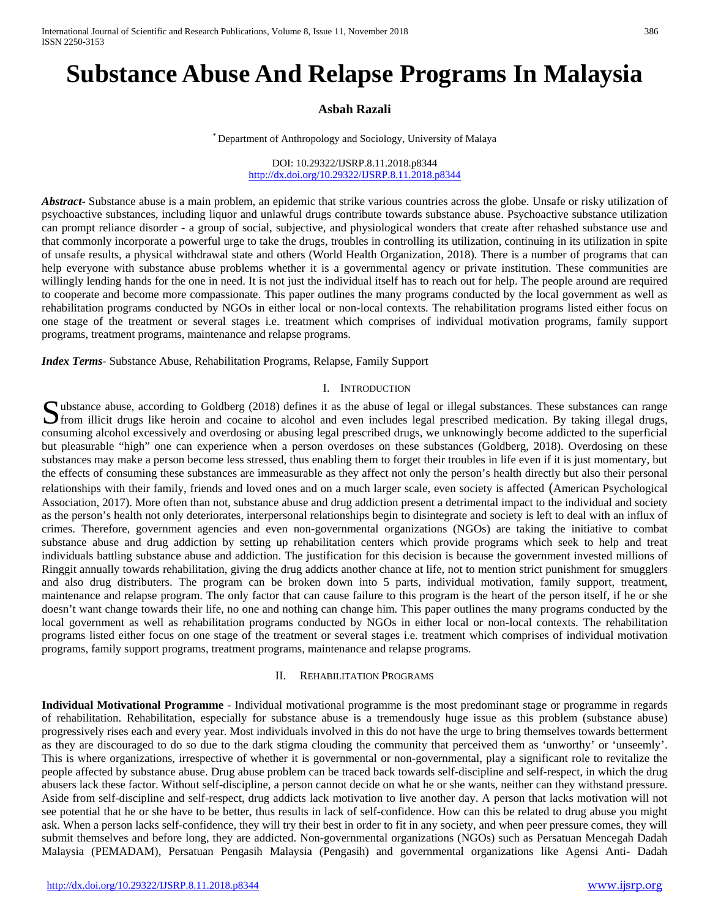# Substance Abuse And Relapse Programs In Malaysia

**Asbah Razali**

[*] Department of Anthropology and Sociology, University of Malaya

DOI: 10.29322/IJSRP.8.11.2018.p8344
http://dx.doi.org/10.29322/IJSRP.8.11.2018.p8344

***Abstract***- Substance abuse is a main problem, an epidemic that strike various countries across the globe. Unsafe or risky utilization of psychoactive substances, including liquor and unlawful drugs contribute towards substance abuse. Psychoactive substance utilization can prompt reliance disorder - a group of social, subjective, and physiological wonders that create after rehashed substance use and that commonly incorporate a powerful urge to take the drugs, troubles in controlling its utilization, continuing in its utilization in spite of unsafe results, a physical withdrawal state and others (World Health Organization, 2018). There is a number of programs that can help everyone with substance abuse problems whether it is a governmental agency or private institution. These communities are willingly lending hands for the one in need. It is not just the individual itself has to reach out for help. The people around are required to cooperate and become more compassionate. This paper outlines the many programs conducted by the local government as well as rehabilitation programs conducted by NGOs in either local or non-local contexts. The rehabilitation programs listed either focus on one stage of the treatment or several stages i.e. treatment which comprises of individual motivation programs, family support programs, treatment programs, maintenance and relapse programs.

***Index Terms***- Substance Abuse, Rehabilitation Programs, Relapse, Family Support

## I. Introduction

Substance abuse, according to Goldberg (2018) defines it as the abuse of legal or illegal substances. These substances can range from illicit drugs like heroin and cocaine to alcohol and even includes legal prescribed medication. By taking illegal drugs, consuming alcohol excessively and overdosing or abusing legal prescribed drugs, we unknowingly become addicted to the superficial but pleasurable "high" one can experience when a person overdoses on these substances (Goldberg, 2018). Overdosing on these substances may make a person become less stressed, thus enabling them to forget their troubles in life even if it is just momentary, but the effects of consuming these substances are immeasurable as they affect not only the person's health directly but also their personal relationships with their family, friends and loved ones and on a much larger scale, even society is affected (American Psychological Association, 2017). More often than not, substance abuse and drug addiction present a detrimental impact to the individual and society as the person's health not only deteriorates, interpersonal relationships begin to disintegrate and society is left to deal with an influx of crimes. Therefore, government agencies and even non-governmental organizations (NGOs) are taking the initiative to combat substance abuse and drug addiction by setting up rehabilitation centers which provide programs which seek to help and treat individuals battling substance abuse and addiction. The justification for this decision is because the government invested millions of Ringgit annually towards rehabilitation, giving the drug addicts another chance at life, not to mention strict punishment for smugglers and also drug distributers. The program can be broken down into 5 parts, individual motivation, family support, treatment, maintenance and relapse program. The only factor that can cause failure to this program is the heart of the person itself, if he or she doesn't want change towards their life, no one and nothing can change him. This paper outlines the many programs conducted by the local government as well as rehabilitation programs conducted by NGOs in either local or non-local contexts. The rehabilitation programs listed either focus on one stage of the treatment or several stages i.e. treatment which comprises of individual motivation programs, family support programs, treatment programs, maintenance and relapse programs.

## II. Rehabilitation Programs

**Individual Motivational Programme** - Individual motivational programme is the most predominant stage or programme in regards of rehabilitation. Rehabilitation, especially for substance abuse is a tremendously huge issue as this problem (substance abuse) progressively rises each and every year. Most individuals involved in this do not have the urge to bring themselves towards betterment as they are discouraged to do so due to the dark stigma clouding the community that perceived them as 'unworthy' or 'unseemly'. This is where organizations, irrespective of whether it is governmental or non-governmental, play a significant role to revitalize the people affected by substance abuse. Drug abuse problem can be traced back towards self-discipline and self-respect, in which the drug abusers lack these factor. Without self-discipline, a person cannot decide on what he or she wants, neither can they withstand pressure. Aside from self-discipline and self-respect, drug addicts lack motivation to live another day. A person that lacks motivation will not see potential that he or she have to be better, thus results in lack of self-confidence. How can this be related to drug abuse you might ask. When a person lacks self-confidence, they will try their best in order to fit in any society, and when peer pressure comes, they will submit themselves and before long, they are addicted. Non-governmental organizations (NGOs) such as Persatuan Mencegah Dadah Malaysia (PEMADAM), Persatuan Pengasih Malaysia (Pengasih) and governmental organizations like Agensi Anti- Dadah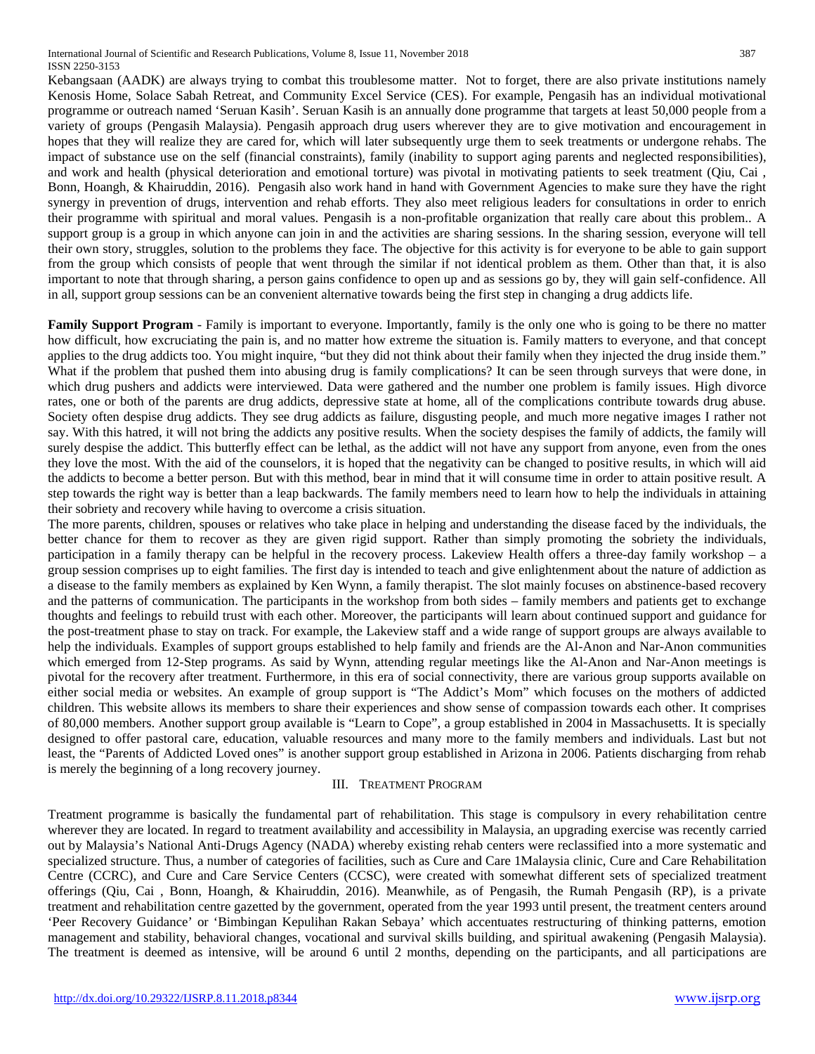Kebangsaan (AADK) are always trying to combat this troublesome matter. Not to forget, there are also private institutions namely Kenosis Home, Solace Sabah Retreat, and Community Excel Service (CES). For example, Pengasih has an individual motivational programme or outreach named 'Seruan Kasih'. Seruan Kasih is an annually done programme that targets at least 50,000 people from a variety of groups (Pengasih Malaysia). Pengasih approach drug users wherever they are to give motivation and encouragement in hopes that they will realize they are cared for, which will later subsequently urge them to seek treatments or undergone rehabs. The impact of substance use on the self (financial constraints), family (inability to support aging parents and neglected responsibilities), and work and health (physical deterioration and emotional torture) was pivotal in motivating patients to seek treatment (Qiu, Cai , Bonn, Hoangh, & Khairuddin, 2016). Pengasih also work hand in hand with Government Agencies to make sure they have the right synergy in prevention of drugs, intervention and rehab efforts. They also meet religious leaders for consultations in order to enrich their programme with spiritual and moral values. Pengasih is a non-profitable organization that really care about this problem.. A support group is a group in which anyone can join in and the activities are sharing sessions. In the sharing session, everyone will tell their own story, struggles, solution to the problems they face. The objective for this activity is for everyone to be able to gain support from the group which consists of people that went through the similar if not identical problem as them. Other than that, it is also important to note that through sharing, a person gains confidence to open up and as sessions go by, they will gain self-confidence. All in all, support group sessions can be an convenient alternative towards being the first step in changing a drug addicts life.

**Family Support Program** - Family is important to everyone. Importantly, family is the only one who is going to be there no matter how difficult, how excruciating the pain is, and no matter how extreme the situation is. Family matters to everyone, and that concept applies to the drug addicts too. You might inquire, "but they did not think about their family when they injected the drug inside them." What if the problem that pushed them into abusing drug is family complications? It can be seen through surveys that were done, in which drug pushers and addicts were interviewed. Data were gathered and the number one problem is family issues. High divorce rates, one or both of the parents are drug addicts, depressive state at home, all of the complications contribute towards drug abuse. Society often despise drug addicts. They see drug addicts as failure, disgusting people, and much more negative images I rather not say. With this hatred, it will not bring the addicts any positive results. When the society despises the family of addicts, the family will surely despise the addict. This butterfly effect can be lethal, as the addict will not have any support from anyone, even from the ones they love the most. With the aid of the counselors, it is hoped that the negativity can be changed to positive results, in which will aid the addicts to become a better person. But with this method, bear in mind that it will consume time in order to attain positive result. A step towards the right way is better than a leap backwards. The family members need to learn how to help the individuals in attaining their sobriety and recovery while having to overcome a crisis situation.

The more parents, children, spouses or relatives who take place in helping and understanding the disease faced by the individuals, the better chance for them to recover as they are given rigid support. Rather than simply promoting the sobriety the individuals, participation in a family therapy can be helpful in the recovery process. Lakeview Health offers a three-day family workshop – a group session comprises up to eight families. The first day is intended to teach and give enlightenment about the nature of addiction as a disease to the family members as explained by Ken Wynn, a family therapist. The slot mainly focuses on abstinence-based recovery and the patterns of communication. The participants in the workshop from both sides – family members and patients get to exchange thoughts and feelings to rebuild trust with each other. Moreover, the participants will learn about continued support and guidance for the post-treatment phase to stay on track. For example, the Lakeview staff and a wide range of support groups are always available to help the individuals. Examples of support groups established to help family and friends are the Al-Anon and Nar-Anon communities which emerged from 12-Step programs. As said by Wynn, attending regular meetings like the Al-Anon and Nar-Anon meetings is pivotal for the recovery after treatment. Furthermore, in this era of social connectivity, there are various group supports available on either social media or websites. An example of group support is "The Addict's Mom" which focuses on the mothers of addicted children. This website allows its members to share their experiences and show sense of compassion towards each other. It comprises of 80,000 members. Another support group available is "Learn to Cope", a group established in 2004 in Massachusetts. It is specially designed to offer pastoral care, education, valuable resources and many more to the family members and individuals. Last but not least, the "Parents of Addicted Loved ones" is another support group established in Arizona in 2006. Patients discharging from rehab is merely the beginning of a long recovery journey.

## III. Treatment Program

Treatment programme is basically the fundamental part of rehabilitation. This stage is compulsory in every rehabilitation centre wherever they are located. In regard to treatment availability and accessibility in Malaysia, an upgrading exercise was recently carried out by Malaysia's National Anti-Drugs Agency (NADA) whereby existing rehab centers were reclassified into a more systematic and specialized structure. Thus, a number of categories of facilities, such as Cure and Care 1Malaysia clinic, Cure and Care Rehabilitation Centre (CCRC), and Cure and Care Service Centers (CCSC), were created with somewhat different sets of specialized treatment offerings (Qiu, Cai , Bonn, Hoangh, & Khairuddin, 2016). Meanwhile, as of Pengasih, the Rumah Pengasih (RP), is a private treatment and rehabilitation centre gazetted by the government, operated from the year 1993 until present, the treatment centers around 'Peer Recovery Guidance' or 'Bimbingan Kepulihan Rakan Sebaya' which accentuates restructuring of thinking patterns, emotion management and stability, behavioral changes, vocational and survival skills building, and spiritual awakening (Pengasih Malaysia). The treatment is deemed as intensive, will be around 6 until 2 months, depending on the participants, and all participations are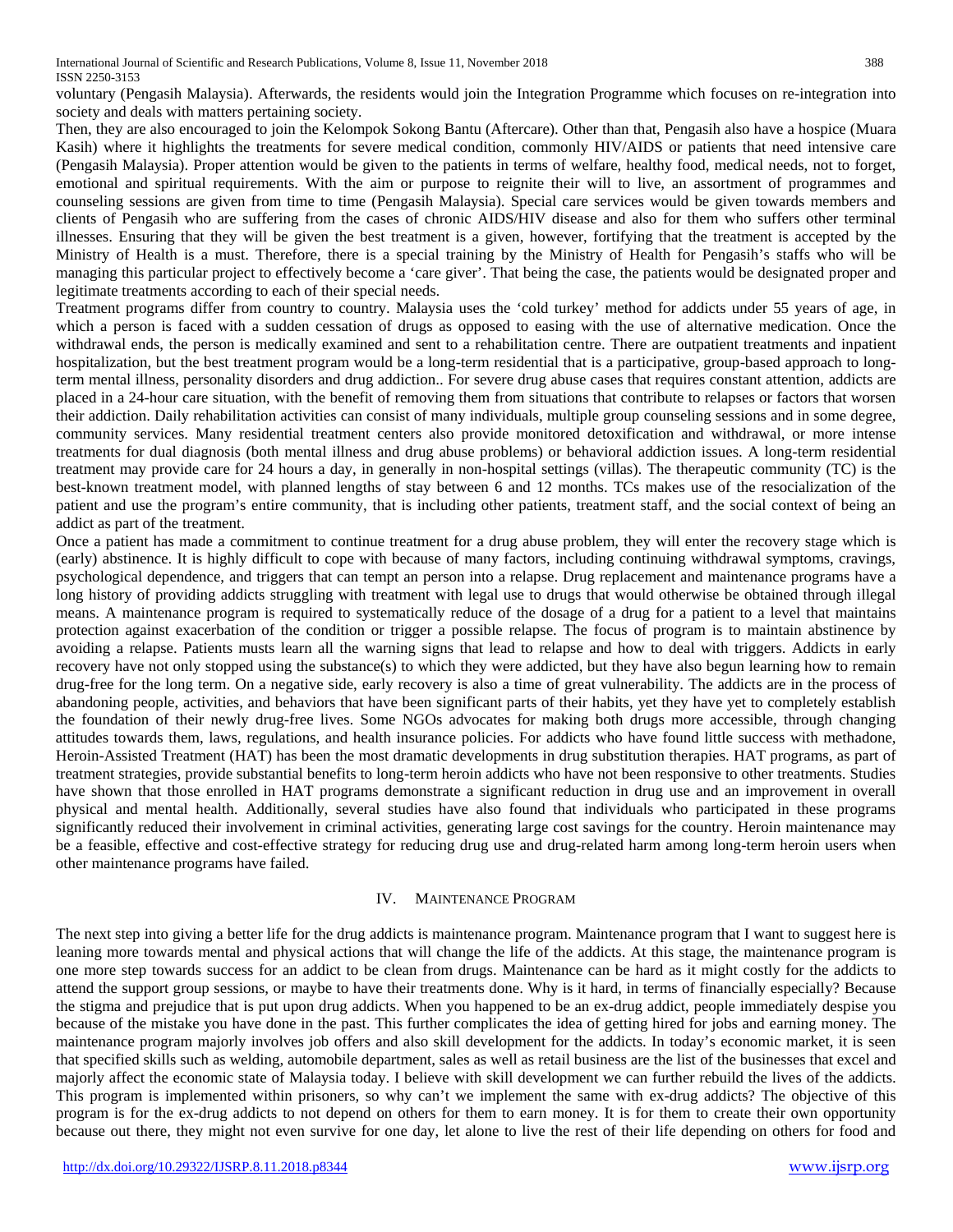voluntary (Pengasih Malaysia). Afterwards, the residents would join the Integration Programme which focuses on re-integration into society and deals with matters pertaining society.

Then, they are also encouraged to join the Kelompok Sokong Bantu (Aftercare). Other than that, Pengasih also have a hospice (Muara Kasih) where it highlights the treatments for severe medical condition, commonly HIV/AIDS or patients that need intensive care (Pengasih Malaysia). Proper attention would be given to the patients in terms of welfare, healthy food, medical needs, not to forget, emotional and spiritual requirements. With the aim or purpose to reignite their will to live, an assortment of programmes and counseling sessions are given from time to time (Pengasih Malaysia). Special care services would be given towards members and clients of Pengasih who are suffering from the cases of chronic AIDS/HIV disease and also for them who suffers other terminal illnesses. Ensuring that they will be given the best treatment is a given, however, fortifying that the treatment is accepted by the Ministry of Health is a must. Therefore, there is a special training by the Ministry of Health for Pengasih's staffs who will be managing this particular project to effectively become a 'care giver'. That being the case, the patients would be designated proper and legitimate treatments according to each of their special needs.

Treatment programs differ from country to country. Malaysia uses the 'cold turkey' method for addicts under 55 years of age, in which a person is faced with a sudden cessation of drugs as opposed to easing with the use of alternative medication. Once the withdrawal ends, the person is medically examined and sent to a rehabilitation centre. There are outpatient treatments and inpatient hospitalization, but the best treatment program would be a long-term residential that is a participative, group-based approach to long-term mental illness, personality disorders and drug addiction.. For severe drug abuse cases that requires constant attention, addicts are placed in a 24-hour care situation, with the benefit of removing them from situations that contribute to relapses or factors that worsen their addiction. Daily rehabilitation activities can consist of many individuals, multiple group counseling sessions and in some degree, community services. Many residential treatment centers also provide monitored detoxification and withdrawal, or more intense treatments for dual diagnosis (both mental illness and drug abuse problems) or behavioral addiction issues. A long-term residential treatment may provide care for 24 hours a day, in generally in non-hospital settings (villas). The therapeutic community (TC) is the best-known treatment model, with planned lengths of stay between 6 and 12 months. TCs makes use of the resocialization of the patient and use the program's entire community, that is including other patients, treatment staff, and the social context of being an addict as part of the treatment.

Once a patient has made a commitment to continue treatment for a drug abuse problem, they will enter the recovery stage which is (early) abstinence. It is highly difficult to cope with because of many factors, including continuing withdrawal symptoms, cravings, psychological dependence, and triggers that can tempt an person into a relapse. Drug replacement and maintenance programs have a long history of providing addicts struggling with treatment with legal use to drugs that would otherwise be obtained through illegal means. A maintenance program is required to systematically reduce of the dosage of a drug for a patient to a level that maintains protection against exacerbation of the condition or trigger a possible relapse. The focus of program is to maintain abstinence by avoiding a relapse. Patients musts learn all the warning signs that lead to relapse and how to deal with triggers. Addicts in early recovery have not only stopped using the substance(s) to which they were addicted, but they have also begun learning how to remain drug-free for the long term. On a negative side, early recovery is also a time of great vulnerability. The addicts are in the process of abandoning people, activities, and behaviors that have been significant parts of their habits, yet they have yet to completely establish the foundation of their newly drug-free lives. Some NGOs advocates for making both drugs more accessible, through changing attitudes towards them, laws, regulations, and health insurance policies. For addicts who have found little success with methadone, Heroin-Assisted Treatment (HAT) has been the most dramatic developments in drug substitution therapies. HAT programs, as part of treatment strategies, provide substantial benefits to long-term heroin addicts who have not been responsive to other treatments. Studies have shown that those enrolled in HAT programs demonstrate a significant reduction in drug use and an improvement in overall physical and mental health. Additionally, several studies have also found that individuals who participated in these programs significantly reduced their involvement in criminal activities, generating large cost savings for the country. Heroin maintenance may be a feasible, effective and cost-effective strategy for reducing drug use and drug-related harm among long-term heroin users when other maintenance programs have failed.

## IV. Maintenance Program

The next step into giving a better life for the drug addicts is maintenance program. Maintenance program that I want to suggest here is leaning more towards mental and physical actions that will change the life of the addicts. At this stage, the maintenance program is one more step towards success for an addict to be clean from drugs. Maintenance can be hard as it might costly for the addicts to attend the support group sessions, or maybe to have their treatments done. Why is it hard, in terms of financially especially? Because the stigma and prejudice that is put upon drug addicts. When you happened to be an ex-drug addict, people immediately despise you because of the mistake you have done in the past. This further complicates the idea of getting hired for jobs and earning money. The maintenance program majorly involves job offers and also skill development for the addicts. In today's economic market, it is seen that specified skills such as welding, automobile department, sales as well as retail business are the list of the businesses that excel and majorly affect the economic state of Malaysia today. I believe with skill development we can further rebuild the lives of the addicts. This program is implemented within prisoners, so why can't we implement the same with ex-drug addicts? The objective of this program is for the ex-drug addicts to not depend on others for them to earn money. It is for them to create their own opportunity because out there, they might not even survive for one day, let alone to live the rest of their life depending on others for food and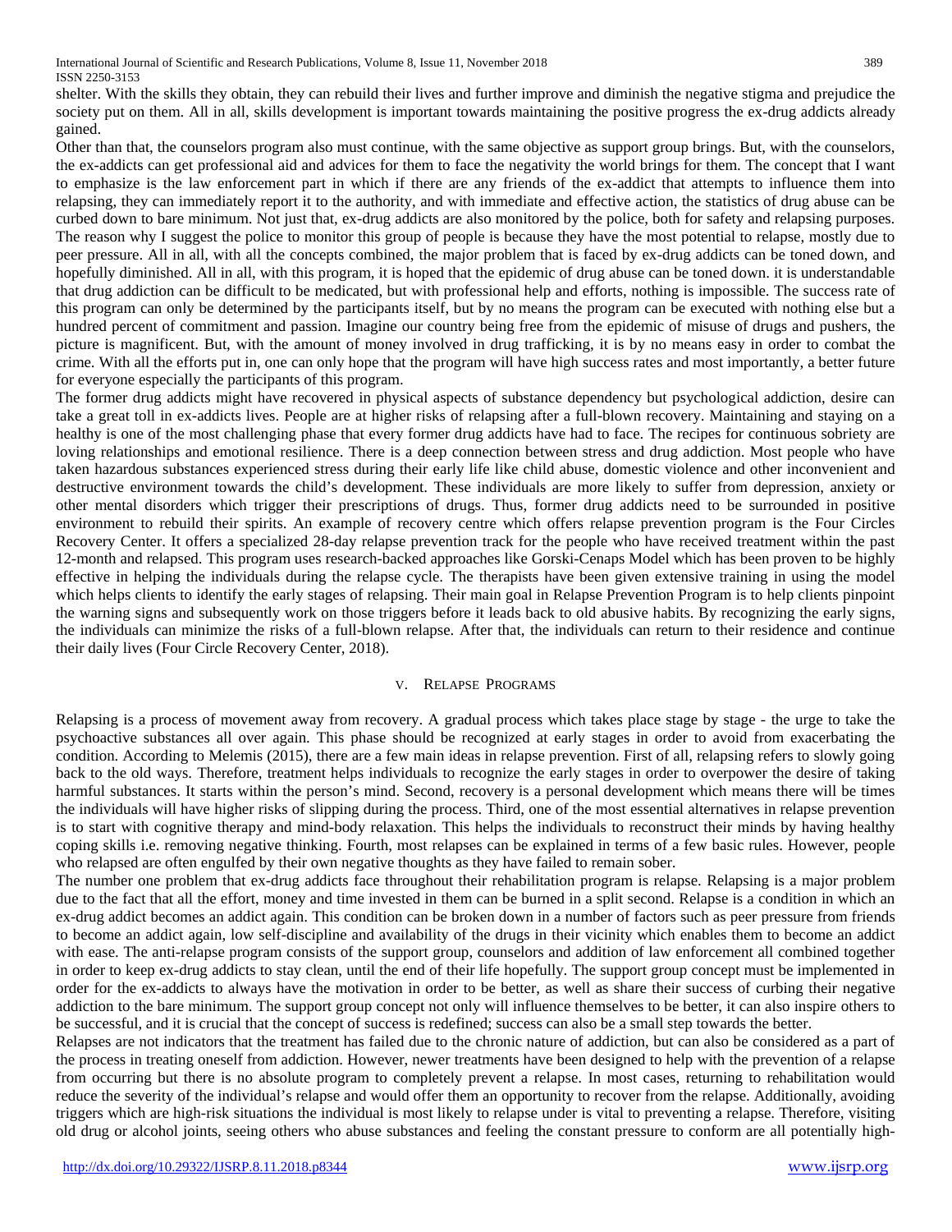shelter. With the skills they obtain, they can rebuild their lives and further improve and diminish the negative stigma and prejudice the society put on them. All in all, skills development is important towards maintaining the positive progress the ex-drug addicts already gained.

Other than that, the counselors program also must continue, with the same objective as support group brings. But, with the counselors, the ex-addicts can get professional aid and advices for them to face the negativity the world brings for them. The concept that I want to emphasize is the law enforcement part in which if there are any friends of the ex-addict that attempts to influence them into relapsing, they can immediately report it to the authority, and with immediate and effective action, the statistics of drug abuse can be curbed down to bare minimum. Not just that, ex-drug addicts are also monitored by the police, both for safety and relapsing purposes. The reason why I suggest the police to monitor this group of people is because they have the most potential to relapse, mostly due to peer pressure. All in all, with all the concepts combined, the major problem that is faced by ex-drug addicts can be toned down, and hopefully diminished. All in all, with this program, it is hoped that the epidemic of drug abuse can be toned down. it is understandable that drug addiction can be difficult to be medicated, but with professional help and efforts, nothing is impossible. The success rate of this program can only be determined by the participants itself, but by no means the program can be executed with nothing else but a hundred percent of commitment and passion. Imagine our country being free from the epidemic of misuse of drugs and pushers, the picture is magnificent. But, with the amount of money involved in drug trafficking, it is by no means easy in order to combat the crime. With all the efforts put in, one can only hope that the program will have high success rates and most importantly, a better future for everyone especially the participants of this program.

The former drug addicts might have recovered in physical aspects of substance dependency but psychological addiction, desire can take a great toll in ex-addicts lives. People are at higher risks of relapsing after a full-blown recovery. Maintaining and staying on a healthy is one of the most challenging phase that every former drug addicts have had to face. The recipes for continuous sobriety are loving relationships and emotional resilience. There is a deep connection between stress and drug addiction. Most people who have taken hazardous substances experienced stress during their early life like child abuse, domestic violence and other inconvenient and destructive environment towards the child's development. These individuals are more likely to suffer from depression, anxiety or other mental disorders which trigger their prescriptions of drugs. Thus, former drug addicts need to be surrounded in positive environment to rebuild their spirits. An example of recovery centre which offers relapse prevention program is the Four Circles Recovery Center. It offers a specialized 28-day relapse prevention track for the people who have received treatment within the past 12-month and relapsed. This program uses research-backed approaches like Gorski-Cenaps Model which has been proven to be highly effective in helping the individuals during the relapse cycle. The therapists have been given extensive training in using the model which helps clients to identify the early stages of relapsing. Their main goal in Relapse Prevention Program is to help clients pinpoint the warning signs and subsequently work on those triggers before it leads back to old abusive habits. By recognizing the early signs, the individuals can minimize the risks of a full-blown relapse. After that, the individuals can return to their residence and continue their daily lives (Four Circle Recovery Center, 2018).

## V. Relapse Programs

Relapsing is a process of movement away from recovery. A gradual process which takes place stage by stage - the urge to take the psychoactive substances all over again. This phase should be recognized at early stages in order to avoid from exacerbating the condition. According to Melemis (2015), there are a few main ideas in relapse prevention. First of all, relapsing refers to slowly going back to the old ways. Therefore, treatment helps individuals to recognize the early stages in order to overpower the desire of taking harmful substances. It starts within the person's mind. Second, recovery is a personal development which means there will be times the individuals will have higher risks of slipping during the process. Third, one of the most essential alternatives in relapse prevention is to start with cognitive therapy and mind-body relaxation. This helps the individuals to reconstruct their minds by having healthy coping skills i.e. removing negative thinking. Fourth, most relapses can be explained in terms of a few basic rules. However, people who relapsed are often engulfed by their own negative thoughts as they have failed to remain sober.

The number one problem that ex-drug addicts face throughout their rehabilitation program is relapse. Relapsing is a major problem due to the fact that all the effort, money and time invested in them can be burned in a split second. Relapse is a condition in which an ex-drug addict becomes an addict again. This condition can be broken down in a number of factors such as peer pressure from friends to become an addict again, low self-discipline and availability of the drugs in their vicinity which enables them to become an addict with ease. The anti-relapse program consists of the support group, counselors and addition of law enforcement all combined together in order to keep ex-drug addicts to stay clean, until the end of their life hopefully. The support group concept must be implemented in order for the ex-addicts to always have the motivation in order to be better, as well as share their success of curbing their negative addiction to the bare minimum. The support group concept not only will influence themselves to be better, it can also inspire others to be successful, and it is crucial that the concept of success is redefined; success can also be a small step towards the better.

Relapses are not indicators that the treatment has failed due to the chronic nature of addiction, but can also be considered as a part of the process in treating oneself from addiction. However, newer treatments have been designed to help with the prevention of a relapse from occurring but there is no absolute program to completely prevent a relapse. In most cases, returning to rehabilitation would reduce the severity of the individual's relapse and would offer them an opportunity to recover from the relapse. Additionally, avoiding triggers which are high-risk situations the individual is most likely to relapse under is vital to preventing a relapse. Therefore, visiting old drug or alcohol joints, seeing others who abuse substances and feeling the constant pressure to conform are all potentially high-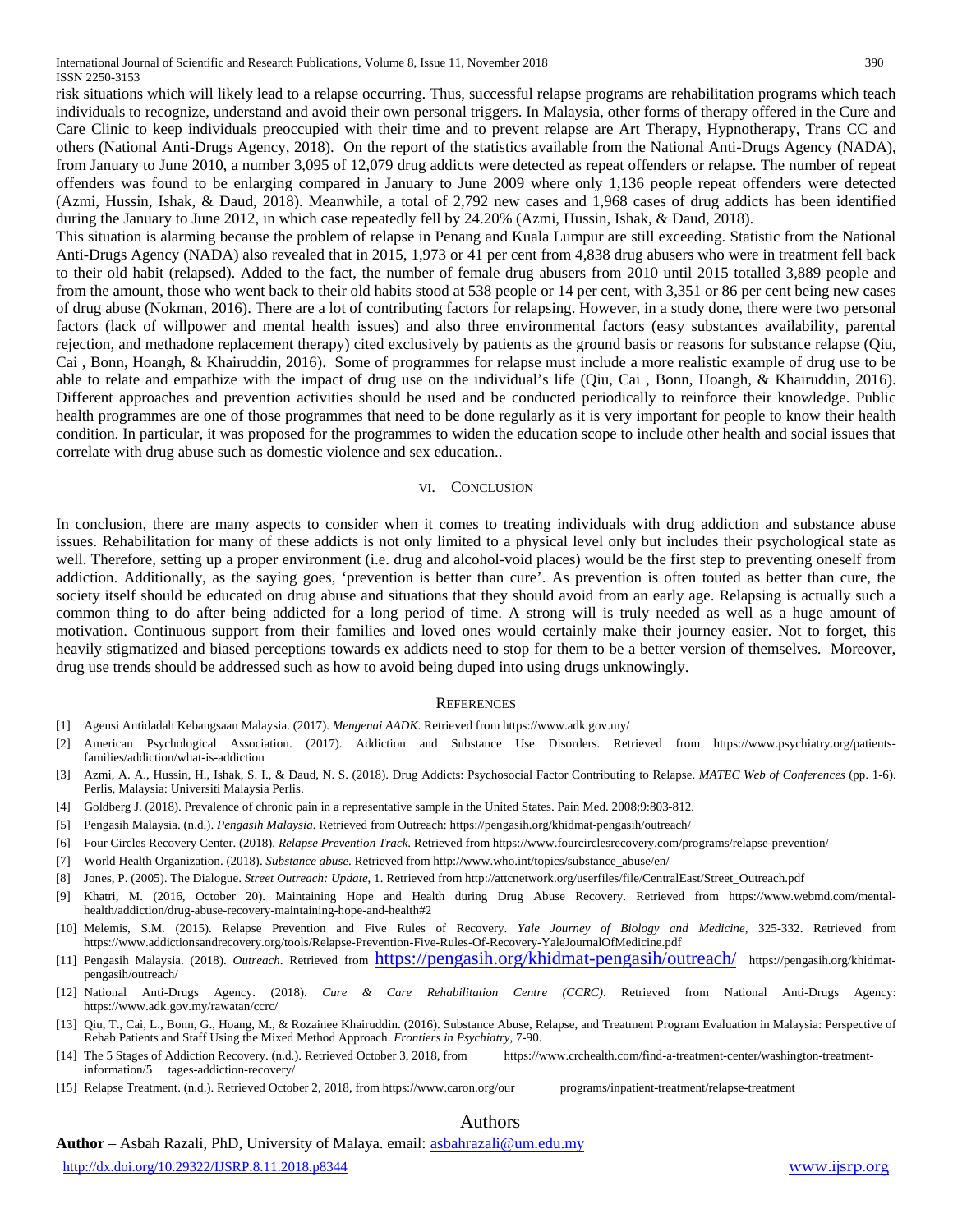risk situations which will likely lead to a relapse occurring. Thus, successful relapse programs are rehabilitation programs which teach individuals to recognize, understand and avoid their own personal triggers. In Malaysia, other forms of therapy offered in the Cure and Care Clinic to keep individuals preoccupied with their time and to prevent relapse are Art Therapy, Hypnotherapy, Trans CC and others (National Anti-Drugs Agency, 2018). On the report of the statistics available from the National Anti-Drugs Agency (NADA), from January to June 2010, a number 3,095 of 12,079 drug addicts were detected as repeat offenders or relapse. The number of repeat offenders was found to be enlarging compared in January to June 2009 where only 1,136 people repeat offenders were detected (Azmi, Hussin, Ishak, & Daud, 2018). Meanwhile, a total of 2,792 new cases and 1,968 cases of drug addicts has been identified during the January to June 2012, in which case repeatedly fell by 24.20% (Azmi, Hussin, Ishak, & Daud, 2018).

This situation is alarming because the problem of relapse in Penang and Kuala Lumpur are still exceeding. Statistic from the National Anti-Drugs Agency (NADA) also revealed that in 2015, 1,973 or 41 per cent from 4,838 drug abusers who were in treatment fell back to their old habit (relapsed). Added to the fact, the number of female drug abusers from 2010 until 2015 totalled 3,889 people and from the amount, those who went back to their old habits stood at 538 people or 14 per cent, with 3,351 or 86 per cent being new cases of drug abuse (Nokman, 2016). There are a lot of contributing factors for relapsing. However, in a study done, there were two personal factors (lack of willpower and mental health issues) and also three environmental factors (easy substances availability, parental rejection, and methadone replacement therapy) cited exclusively by patients as the ground basis or reasons for substance relapse (Qiu, Cai , Bonn, Hoangh, & Khairuddin, 2016). Some of programmes for relapse must include a more realistic example of drug use to be able to relate and empathize with the impact of drug use on the individual's life (Qiu, Cai , Bonn, Hoangh, & Khairuddin, 2016). Different approaches and prevention activities should be used and be conducted periodically to reinforce their knowledge. Public health programmes are one of those programmes that need to be done regularly as it is very important for people to know their health condition. In particular, it was proposed for the programmes to widen the education scope to include other health and social issues that correlate with drug abuse such as domestic violence and sex education..

## VI. Conclusion

In conclusion, there are many aspects to consider when it comes to treating individuals with drug addiction and substance abuse issues. Rehabilitation for many of these addicts is not only limited to a physical level only but includes their psychological state as well. Therefore, setting up a proper environment (i.e. drug and alcohol-void places) would be the first step to preventing oneself from addiction. Additionally, as the saying goes, 'prevention is better than cure'. As prevention is often touted as better than cure, the society itself should be educated on drug abuse and situations that they should avoid from an early age. Relapsing is actually such a common thing to do after being addicted for a long period of time. A strong will is truly needed as well as a huge amount of motivation. Continuous support from their families and loved ones would certainly make their journey easier. Not to forget, this heavily stigmatized and biased perceptions towards ex addicts need to stop for them to be a better version of themselves. Moreover, drug use trends should be addressed such as how to avoid being duped into using drugs unknowingly.

## References

[1] Agensi Antidadah Kebangsaan Malaysia. (2017). *Mengenai AADK*. Retrieved from https://www.adk.gov.my/

[2] American Psychological Association. (2017). Addiction and Substance Use Disorders. Retrieved from https://www.psychiatry.org/patients-families/addiction/what-is-addiction

[3] Azmi, A. A., Hussin, H., Ishak, S. I., & Daud, N. S. (2018). Drug Addicts: Psychosocial Factor Contributing to Relapse. *MATEC Web of Conferences* (pp. 1-6). Perlis, Malaysia: Universiti Malaysia Perlis.

[4] Goldberg J. (2018). Prevalence of chronic pain in a representative sample in the United States. Pain Med. 2008;9:803-812.

[5] Pengasih Malaysia. (n.d.). *Pengasih Malaysia*. Retrieved from Outreach: https://pengasih.org/khidmat-pengasih/outreach/

[6] Four Circles Recovery Center. (2018). *Relapse Prevention Track*. Retrieved from https://www.fourcirclesrecovery.com/programs/relapse-prevention/

[7] World Health Organization. (2018). *Substance abuse*. Retrieved from http://www.who.int/topics/substance_abuse/en/

[8] Jones, P. (2005). The Dialogue. *Street Outreach: Update*, 1. Retrieved from http://attcnetwork.org/userfiles/file/CentralEast/Street_Outreach.pdf

[9] Khatri, M. (2016, October 20). Maintaining Hope and Health during Drug Abuse Recovery. Retrieved from https://www.webmd.com/mental-health/addiction/drug-abuse-recovery-maintaining-hope-and-health#2

[10] Melemis, S.M. (2015). Relapse Prevention and Five Rules of Recovery. *Yale Journey of Biology and Medicine*, 325-332. Retrieved from https://www.addictionsandrecovery.org/tools/Relapse-Prevention-Five-Rules-Of-Recovery-YaleJournalOfMedicine.pdf

[11] Pengasih Malaysia. (2018). *Outreach*. Retrieved from https://pengasih.org/khidmat-pengasih/outreach/ https://pengasih.org/khidmat-pengasih/outreach/

[12] National Anti-Drugs Agency. (2018). *Cure & Care Rehabilitation Centre (CCRC)*. Retrieved from National Anti-Drugs Agency: https://www.adk.gov.my/rawatan/ccrc/

[13] Qiu, T., Cai, L., Bonn, G., Hoang, M., & Rozainee Khairuddin. (2016). Substance Abuse, Relapse, and Treatment Program Evaluation in Malaysia: Perspective of Rehab Patients and Staff Using the Mixed Method Approach. *Frontiers in Psychiatry*, 7-90.

[14] The 5 Stages of Addiction Recovery. (n.d.). Retrieved October 3, 2018, from https://www.crchealth.com/find-a-treatment-center/washington-treatment-information/5 tages-addiction-recovery/

[15] Relapse Treatment. (n.d.). Retrieved October 2, 2018, from https://www.caron.org/our programs/inpatient-treatment/relapse-treatment

## Authors

**Author** – Asbah Razali, PhD, University of Malaya. email: asbahrazali@um.edu.my